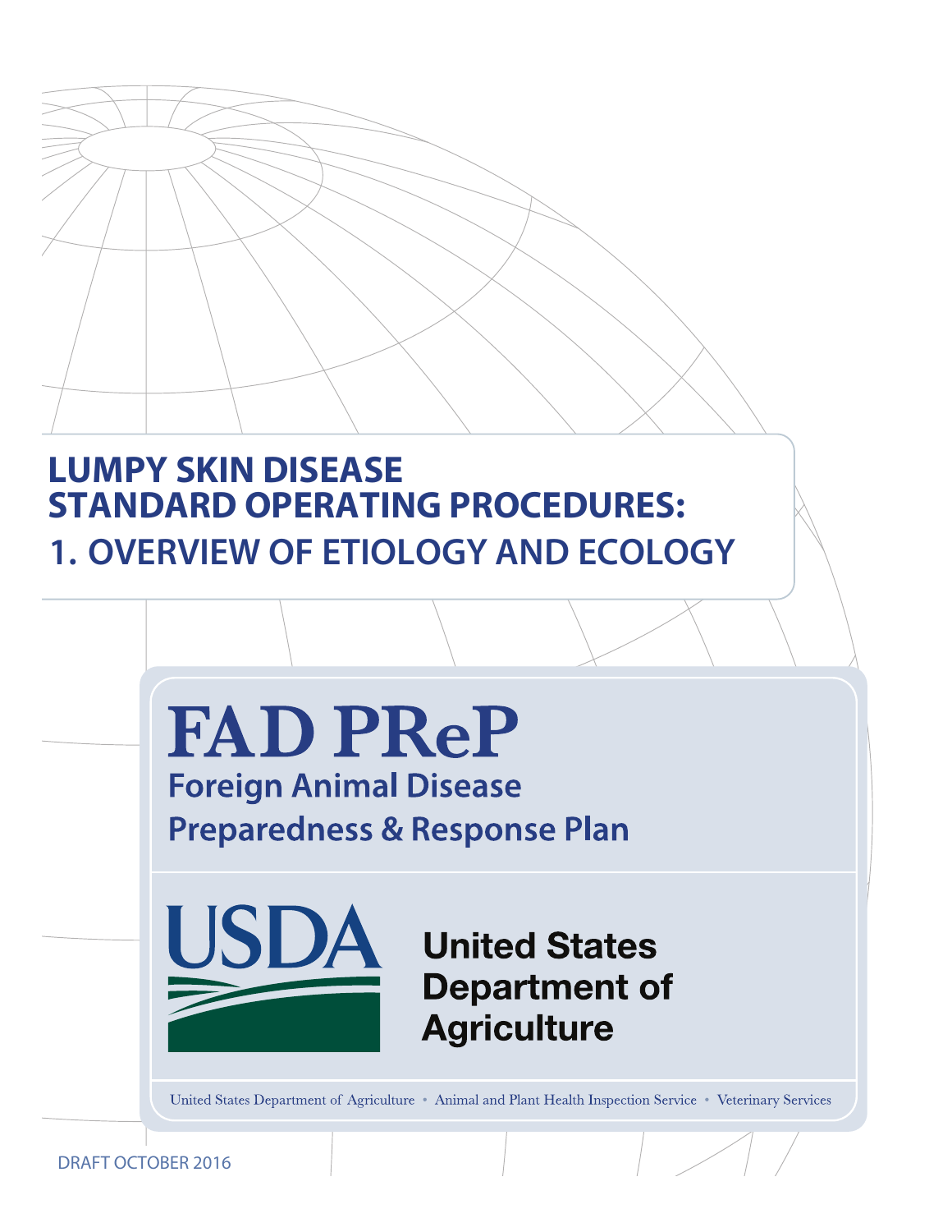# LUMPY SKIN DISEASE STANDARD OPERATING PROCEDURES:

## 1. OVERVIEW OF ETIOLOGY AND ECOLOGY

**FAD PReP**

**Foreign Animal Disease Preparedness & Response Plan**

USDA

United States Department of Agriculture

United States Department of Agriculture • Animal and Plant Health Inspection Service • Veterinary Services

DRAFT OCTOBER 2016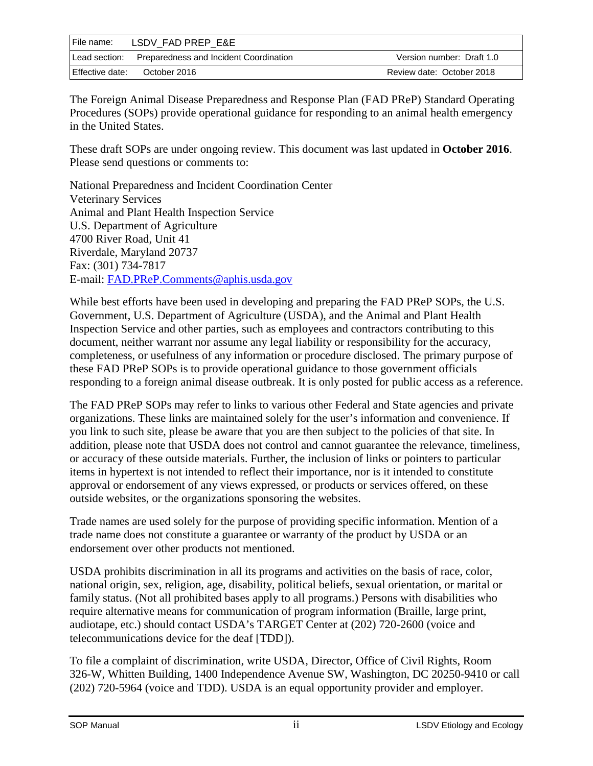| File name: | LSDV_FAD PREP_E&E | |
| --- | --- | --- |
| Lead section: | Preparedness and Incident Coordination | Version number: Draft 1.0 |
| Effective date: | October 2016 | Review date: October 2018 |

The Foreign Animal Disease Preparedness and Response Plan (FAD PReP) Standard Operating Procedures (SOPs) provide operational guidance for responding to an animal health emergency in the United States.

These draft SOPs are under ongoing review. This document was last updated in **October 2016**. Please send questions or comments to:

National Preparedness and Incident Coordination Center
Veterinary Services
Animal and Plant Health Inspection Service
U.S. Department of Agriculture
4700 River Road, Unit 41
Riverdale, Maryland 20737
Fax: (301) 734-7817
E-mail: [FAD.PReP.Comments@aphis.usda.gov](mailto:FAD.PReP.Comments@aphis.usda.gov)

While best efforts have been used in developing and preparing the FAD PReP SOPs, the U.S. Government, U.S. Department of Agriculture (USDA), and the Animal and Plant Health Inspection Service and other parties, such as employees and contractors contributing to this document, neither warrant nor assume any legal liability or responsibility for the accuracy, completeness, or usefulness of any information or procedure disclosed. The primary purpose of these FAD PReP SOPs is to provide operational guidance to those government officials responding to a foreign animal disease outbreak. It is only posted for public access as a reference.

The FAD PReP SOPs may refer to links to various other Federal and State agencies and private organizations. These links are maintained solely for the user's information and convenience. If you link to such site, please be aware that you are then subject to the policies of that site. In addition, please note that USDA does not control and cannot guarantee the relevance, timeliness, or accuracy of these outside materials. Further, the inclusion of links or pointers to particular items in hypertext is not intended to reflect their importance, nor is it intended to constitute approval or endorsement of any views expressed, or products or services offered, on these outside websites, or the organizations sponsoring the websites.

Trade names are used solely for the purpose of providing specific information. Mention of a trade name does not constitute a guarantee or warranty of the product by USDA or an endorsement over other products not mentioned.

USDA prohibits discrimination in all its programs and activities on the basis of race, color, national origin, sex, religion, age, disability, political beliefs, sexual orientation, or marital or family status. (Not all prohibited bases apply to all programs.) Persons with disabilities who require alternative means for communication of program information (Braille, large print, audiotape, etc.) should contact USDA's TARGET Center at (202) 720-2600 (voice and telecommunications device for the deaf [TDD]).

To file a complaint of discrimination, write USDA, Director, Office of Civil Rights, Room 326-W, Whitten Building, 1400 Independence Avenue SW, Washington, DC 20250-9410 or call (202) 720-5964 (voice and TDD). USDA is an equal opportunity provider and employer.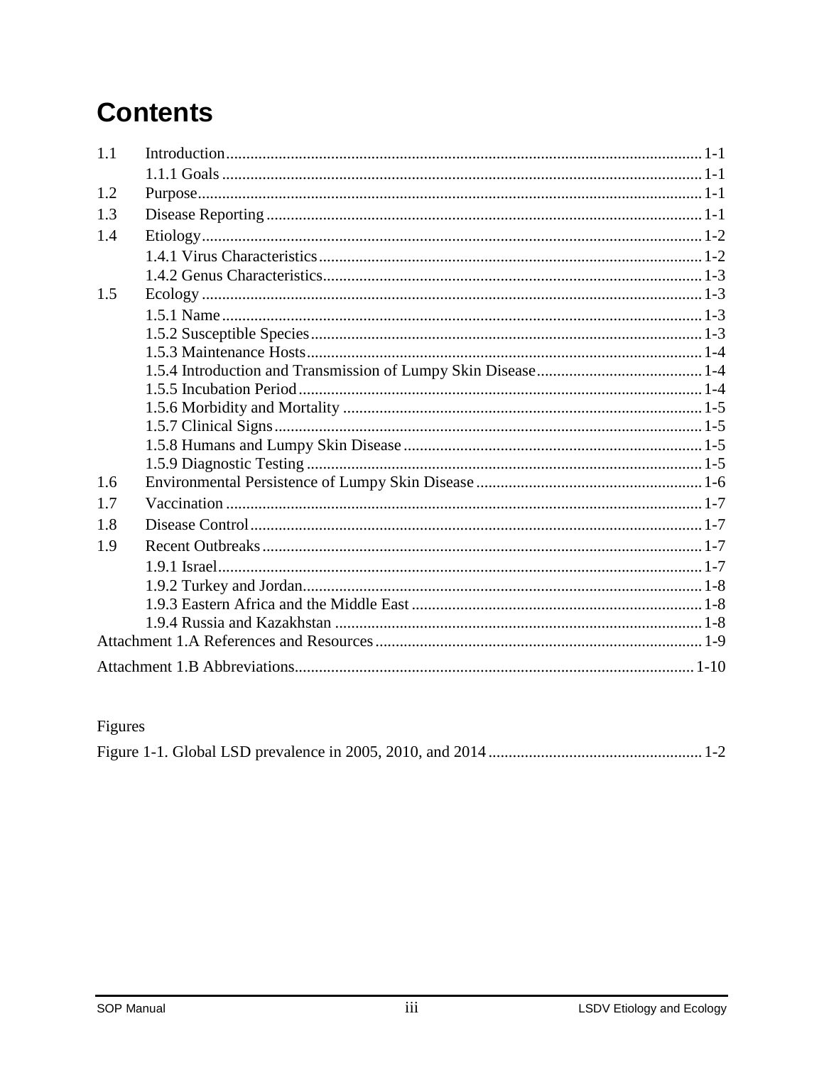# Contents

1.1 Introduction ........ 1-1
    1.1.1 Goals ........ 1-1
1.2 Purpose ........ 1-1
1.3 Disease Reporting ........ 1-1
1.4 Etiology ........ 1-2
    1.4.1 Virus Characteristics ........ 1-2
    1.4.2 Genus Characteristics ........ 1-3
1.5 Ecology ........ 1-3
    1.5.1 Name ........ 1-3
    1.5.2 Susceptible Species ........ 1-3
    1.5.3 Maintenance Hosts ........ 1-4
    1.5.4 Introduction and Transmission of Lumpy Skin Disease ........ 1-4
    1.5.5 Incubation Period ........ 1-4
    1.5.6 Morbidity and Mortality ........ 1-5
    1.5.7 Clinical Signs ........ 1-5
    1.5.8 Humans and Lumpy Skin Disease ........ 1-5
    1.5.9 Diagnostic Testing ........ 1-5
1.6 Environmental Persistence of Lumpy Skin Disease ........ 1-6
1.7 Vaccination ........ 1-7
1.8 Disease Control ........ 1-7
1.9 Recent Outbreaks ........ 1-7
    1.9.1 Israel ........ 1-7
    1.9.2 Turkey and Jordan ........ 1-8
    1.9.3 Eastern Africa and the Middle East ........ 1-8
    1.9.4 Russia and Kazakhstan ........ 1-8
Attachment 1.A References and Resources ........ 1-9
Attachment 1.B Abbreviations ........ 1-10

Figures

Figure 1-1. Global LSD prevalence in 2005, 2010, and 2014 ........ 1-2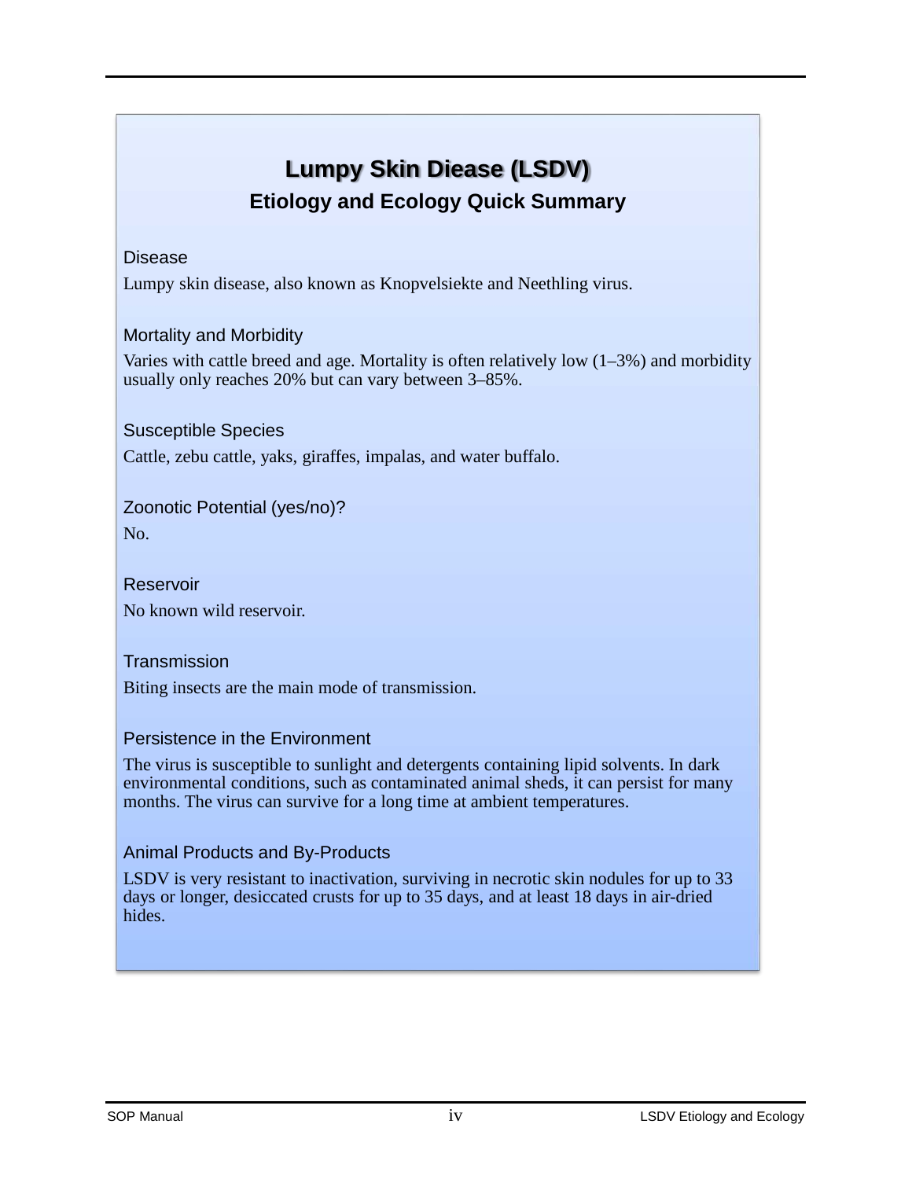# Lumpy Skin Diease (LSDV)

## Etiology and Ecology Quick Summary

### Disease

Lumpy skin disease, also known as Knopvelsiekte and Neethling virus.

### Mortality and Morbidity

Varies with cattle breed and age. Mortality is often relatively low (1–3%) and morbidity usually only reaches 20% but can vary between 3–85%.

### Susceptible Species

Cattle, zebu cattle, yaks, giraffes, impalas, and water buffalo.

### Zoonotic Potential (yes/no)?

No.

### Reservoir

No known wild reservoir.

### Transmission

Biting insects are the main mode of transmission.

### Persistence in the Environment

The virus is susceptible to sunlight and detergents containing lipid solvents. In dark environmental conditions, such as contaminated animal sheds, it can persist for many months. The virus can survive for a long time at ambient temperatures.

### Animal Products and By-Products

LSDV is very resistant to inactivation, surviving in necrotic skin nodules for up to 33 days or longer, desiccated crusts for up to 35 days, and at least 18 days in air-dried hides.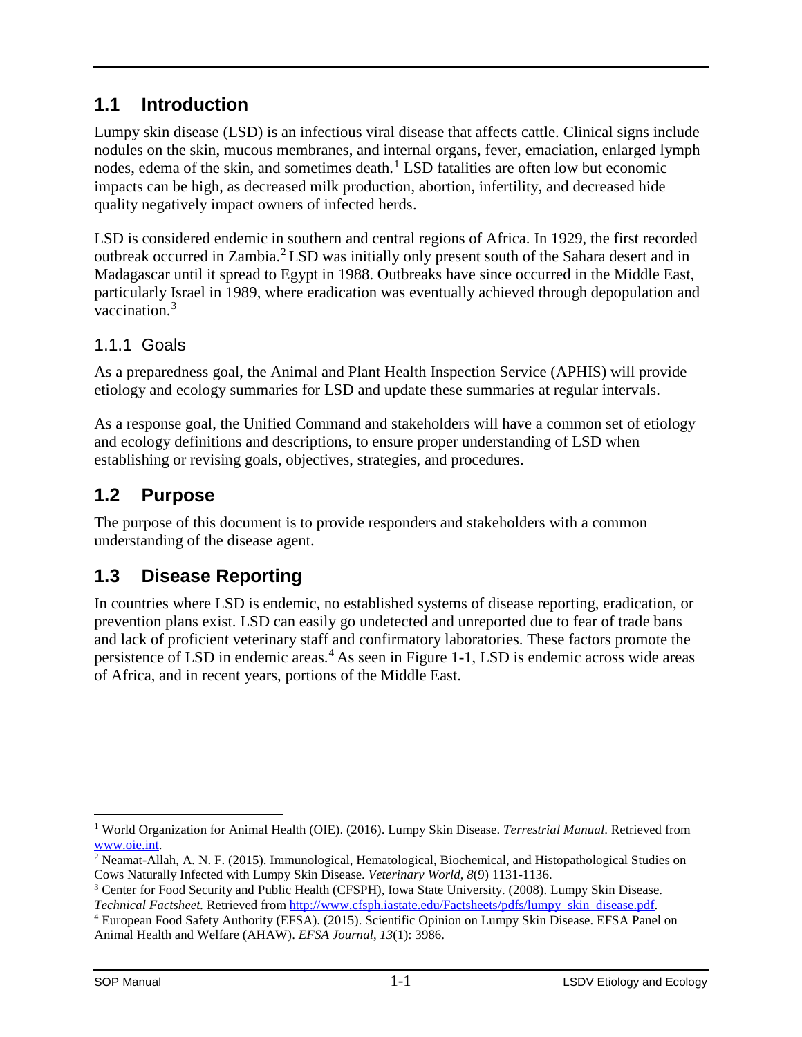## 1.1 Introduction

Lumpy skin disease (LSD) is an infectious viral disease that affects cattle. Clinical signs include nodules on the skin, mucous membranes, and internal organs, fever, emaciation, enlarged lymph nodes, edema of the skin, and sometimes death.[1] LSD fatalities are often low but economic impacts can be high, as decreased milk production, abortion, infertility, and decreased hide quality negatively impact owners of infected herds.

LSD is considered endemic in southern and central regions of Africa. In 1929, the first recorded outbreak occurred in Zambia.[2] LSD was initially only present south of the Sahara desert and in Madagascar until it spread to Egypt in 1988. Outbreaks have since occurred in the Middle East, particularly Israel in 1989, where eradication was eventually achieved through depopulation and vaccination.[3]

### 1.1.1 Goals

As a preparedness goal, the Animal and Plant Health Inspection Service (APHIS) will provide etiology and ecology summaries for LSD and update these summaries at regular intervals.

As a response goal, the Unified Command and stakeholders will have a common set of etiology and ecology definitions and descriptions, to ensure proper understanding of LSD when establishing or revising goals, objectives, strategies, and procedures.

## 1.2 Purpose

The purpose of this document is to provide responders and stakeholders with a common understanding of the disease agent.

## 1.3 Disease Reporting

In countries where LSD is endemic, no established systems of disease reporting, eradication, or prevention plans exist. LSD can easily go undetected and unreported due to fear of trade bans and lack of proficient veterinary staff and confirmatory laboratories. These factors promote the persistence of LSD in endemic areas.[4] As seen in Figure 1-1, LSD is endemic across wide areas of Africa, and in recent years, portions of the Middle East.

---

[1] World Organization for Animal Health (OIE). (2016). Lumpy Skin Disease. *Terrestrial Manual*. Retrieved from www.oie.int.

[2] Neamat-Allah, A. N. F. (2015). Immunological, Hematological, Biochemical, and Histopathological Studies on Cows Naturally Infected with Lumpy Skin Disease. *Veterinary World*, *8*(9) 1131-1136.

[3] Center for Food Security and Public Health (CFSPH), Iowa State University. (2008). Lumpy Skin Disease. *Technical Factsheet.* Retrieved from http://www.cfsph.iastate.edu/Factsheets/pdfs/lumpy_skin_disease.pdf.

[4] European Food Safety Authority (EFSA). (2015). Scientific Opinion on Lumpy Skin Disease. EFSA Panel on Animal Health and Welfare (AHAW). *EFSA Journal*, *13*(1): 3986.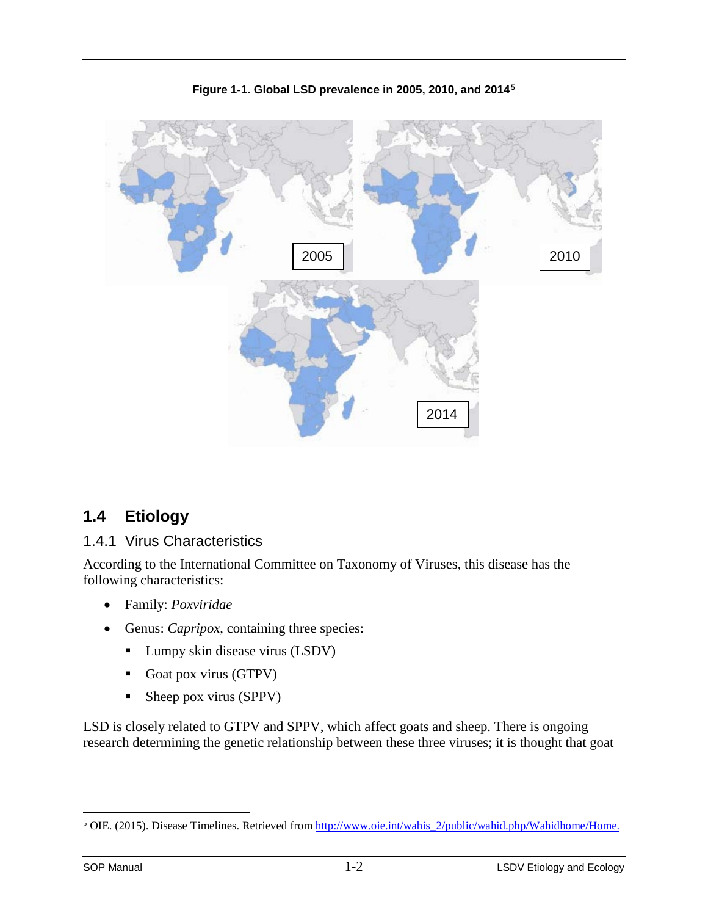**Figure 1-1. Global LSD prevalence in 2005, 2010, and 2014[5]**

## 1.4 Etiology

### 1.4.1 Virus Characteristics

According to the International Committee on Taxonomy of Viruses, this disease has the following characteristics:

- Family: *Poxviridae*
- Genus: *Capripox*, containing three species:
  - Lumpy skin disease virus (LSDV)
  - Goat pox virus (GTPV)
  - Sheep pox virus (SPPV)

LSD is closely related to GTPV and SPPV, which affect goats and sheep. There is ongoing research determining the genetic relationship between these three viruses; it is thought that goat

[5] OIE. (2015). Disease Timelines. Retrieved from http://www.oie.int/wahis_2/public/wahid.php/Wahidhome/Home.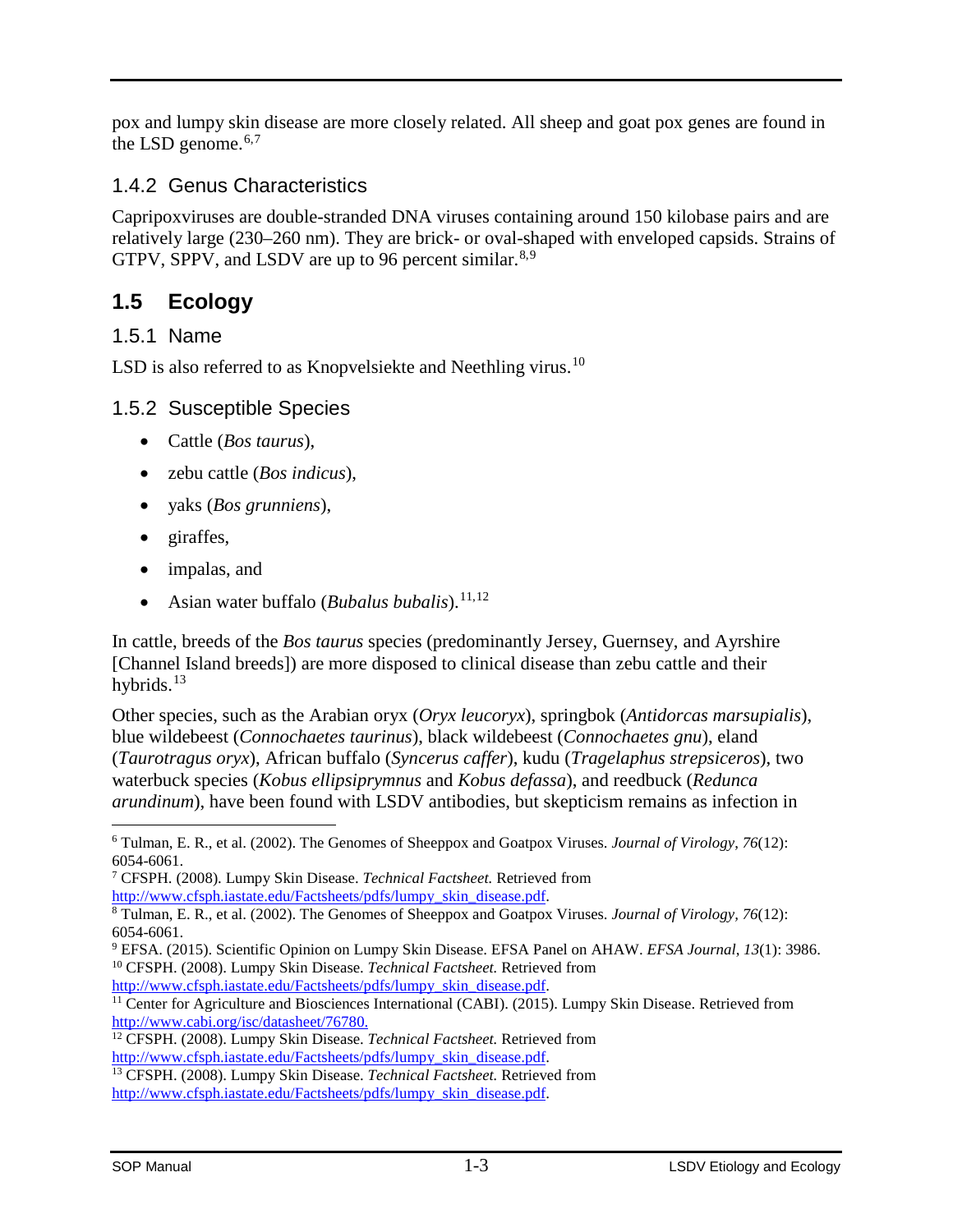pox and lumpy skin disease are more closely related. All sheep and goat pox genes are found in the LSD genome.[6,7]

### 1.4.2 Genus Characteristics

Capripoxviruses are double-stranded DNA viruses containing around 150 kilobase pairs and are relatively large (230–260 nm). They are brick- or oval-shaped with enveloped capsids. Strains of GTPV, SPPV, and LSDV are up to 96 percent similar.[8,9]

## 1.5 Ecology

### 1.5.1 Name

LSD is also referred to as Knopvelsiekte and Neethling virus.[10]

### 1.5.2 Susceptible Species

- Cattle (*Bos taurus*),
- zebu cattle (*Bos indicus*),
- yaks (*Bos grunniens*),
- giraffes,
- impalas, and
- Asian water buffalo (*Bubalus bubalis*).[11,12]

In cattle, breeds of the *Bos taurus* species (predominantly Jersey, Guernsey, and Ayrshire [Channel Island breeds]) are more disposed to clinical disease than zebu cattle and their hybrids.[13]

Other species, such as the Arabian oryx (*Oryx leucoryx*), springbok (*Antidorcas marsupialis*), blue wildebeest (*Connochaetes taurinus*), black wildebeest (*Connochaetes gnu*), eland (*Taurotragus oryx*), African buffalo (*Syncerus caffer*), kudu (*Tragelaphus strepsiceros*), two waterbuck species (*Kobus ellipsiprymnus* and *Kobus defassa*), and reedbuck (*Redunca arundinum*), have been found with LSDV antibodies, but skepticism remains as infection in

---

[6] Tulman, E. R., et al. (2002). The Genomes of Sheeppox and Goatpox Viruses. *Journal of Virology, 76*(12): 6054-6061.

[7] CFSPH. (2008). Lumpy Skin Disease. *Technical Factsheet.* Retrieved from http://www.cfsph.iastate.edu/Factsheets/pdfs/lumpy_skin_disease.pdf.

[8] Tulman, E. R., et al. (2002). The Genomes of Sheeppox and Goatpox Viruses. *Journal of Virology, 76*(12): 6054-6061.

[9] EFSA. (2015). Scientific Opinion on Lumpy Skin Disease. EFSA Panel on AHAW. *EFSA Journal, 13*(1): 3986.

[10] CFSPH. (2008). Lumpy Skin Disease. *Technical Factsheet.* Retrieved from http://www.cfsph.iastate.edu/Factsheets/pdfs/lumpy_skin_disease.pdf.

[11] Center for Agriculture and Biosciences International (CABI). (2015). Lumpy Skin Disease. Retrieved from http://www.cabi.org/isc/datasheet/76780.

[12] CFSPH. (2008). Lumpy Skin Disease. *Technical Factsheet.* Retrieved from http://www.cfsph.iastate.edu/Factsheets/pdfs/lumpy_skin_disease.pdf.

[13] CFSPH. (2008). Lumpy Skin Disease. *Technical Factsheet.* Retrieved from http://www.cfsph.iastate.edu/Factsheets/pdfs/lumpy_skin_disease.pdf.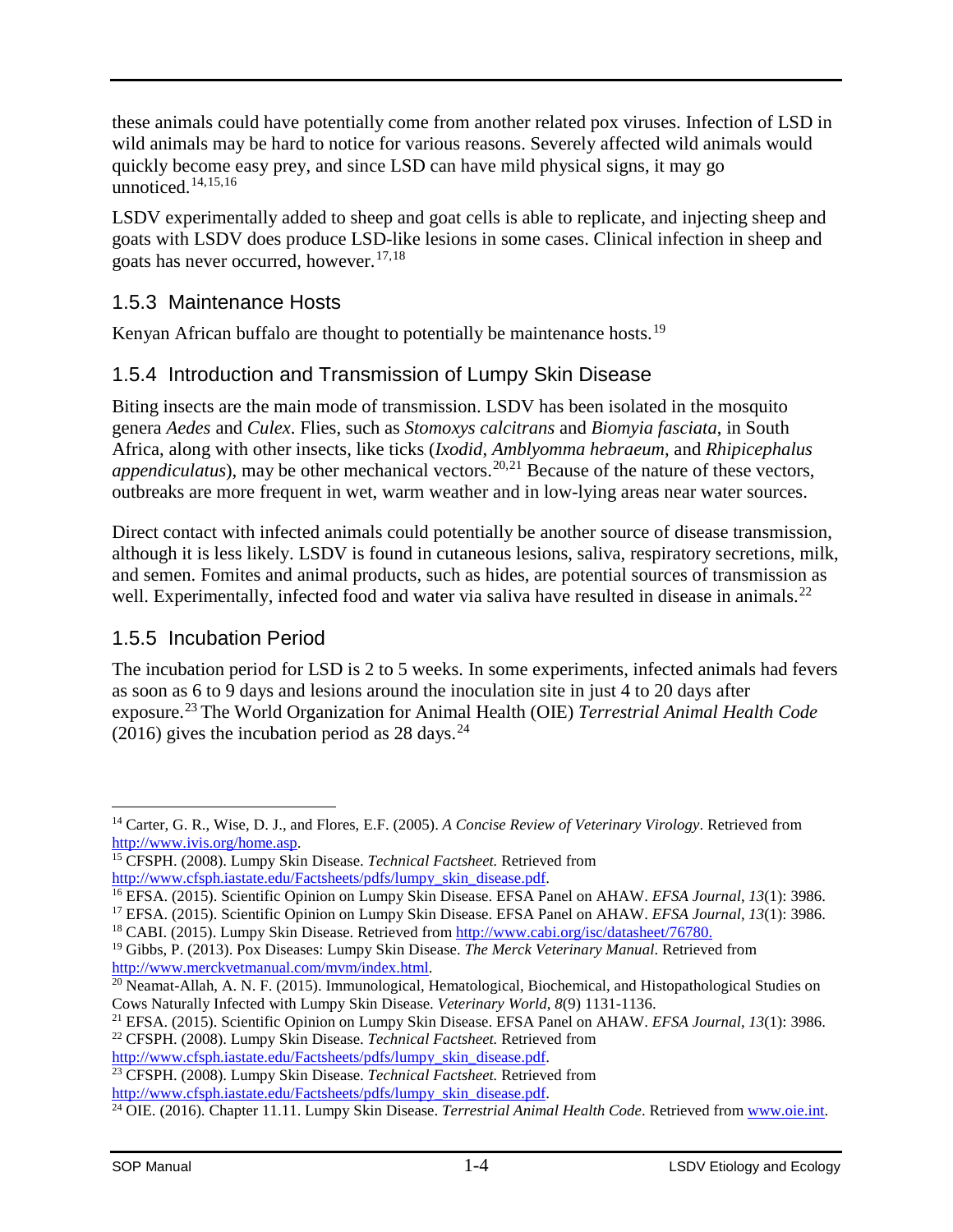these animals could have potentially come from another related pox viruses. Infection of LSD in wild animals may be hard to notice for various reasons. Severely affected wild animals would quickly become easy prey, and since LSD can have mild physical signs, it may go unnoticed.[14,15,16]

LSDV experimentally added to sheep and goat cells is able to replicate, and injecting sheep and goats with LSDV does produce LSD-like lesions in some cases. Clinical infection in sheep and goats has never occurred, however.[17,18]

### 1.5.3 Maintenance Hosts

Kenyan African buffalo are thought to potentially be maintenance hosts.[19]

### 1.5.4 Introduction and Transmission of Lumpy Skin Disease

Biting insects are the main mode of transmission. LSDV has been isolated in the mosquito genera *Aedes* and *Culex*. Flies, such as *Stomoxys calcitrans* and *Biomyia fasciata*, in South Africa, along with other insects, like ticks (*Ixodid*, *Amblyomma hebraeum*, and *Rhipicephalus appendiculatus*), may be other mechanical vectors.[20,21] Because of the nature of these vectors, outbreaks are more frequent in wet, warm weather and in low-lying areas near water sources.

Direct contact with infected animals could potentially be another source of disease transmission, although it is less likely. LSDV is found in cutaneous lesions, saliva, respiratory secretions, milk, and semen. Fomites and animal products, such as hides, are potential sources of transmission as well. Experimentally, infected food and water via saliva have resulted in disease in animals.[22]

### 1.5.5 Incubation Period

The incubation period for LSD is 2 to 5 weeks. In some experiments, infected animals had fevers as soon as 6 to 9 days and lesions around the inoculation site in just 4 to 20 days after exposure.[23] The World Organization for Animal Health (OIE) *Terrestrial Animal Health Code* (2016) gives the incubation period as 28 days.[24]

---

[14] Carter, G. R., Wise, D. J., and Flores, E.F. (2005). *A Concise Review of Veterinary Virology*. Retrieved from http://www.ivis.org/home.asp.

[15] CFSPH. (2008). Lumpy Skin Disease. *Technical Factsheet.* Retrieved from http://www.cfsph.iastate.edu/Factsheets/pdfs/lumpy_skin_disease.pdf.

[16] EFSA. (2015). Scientific Opinion on Lumpy Skin Disease. EFSA Panel on AHAW. *EFSA Journal*, *13*(1): 3986.

[17] EFSA. (2015). Scientific Opinion on Lumpy Skin Disease. EFSA Panel on AHAW. *EFSA Journal*, *13*(1): 3986.

[18] CABI. (2015). Lumpy Skin Disease. Retrieved from http://www.cabi.org/isc/datasheet/76780.

[19] Gibbs, P. (2013). Pox Diseases: Lumpy Skin Disease. *The Merck Veterinary Manual*. Retrieved from http://www.merckvetmanual.com/mvm/index.html.

[20] Neamat-Allah, A. N. F. (2015). Immunological, Hematological, Biochemical, and Histopathological Studies on Cows Naturally Infected with Lumpy Skin Disease. *Veterinary World*, *8*(9) 1131-1136.

[21] EFSA. (2015). Scientific Opinion on Lumpy Skin Disease. EFSA Panel on AHAW. *EFSA Journal*, *13*(1): 3986.

[22] CFSPH. (2008). Lumpy Skin Disease. *Technical Factsheet.* Retrieved from http://www.cfsph.iastate.edu/Factsheets/pdfs/lumpy_skin_disease.pdf.

[23] CFSPH. (2008). Lumpy Skin Disease. *Technical Factsheet.* Retrieved from http://www.cfsph.iastate.edu/Factsheets/pdfs/lumpy_skin_disease.pdf.

[24] OIE. (2016). Chapter 11.11. Lumpy Skin Disease. *Terrestrial Animal Health Code*. Retrieved from www.oie.int.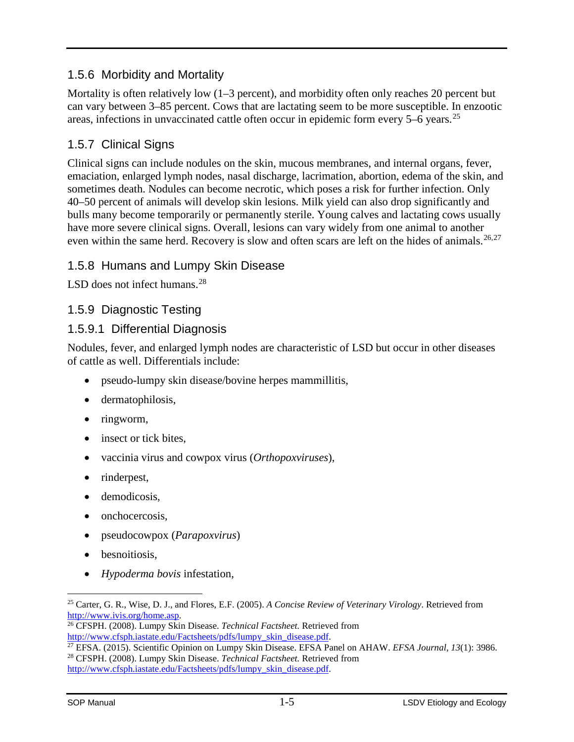### 1.5.6 Morbidity and Mortality

Mortality is often relatively low (1–3 percent), and morbidity often only reaches 20 percent but can vary between 3–85 percent. Cows that are lactating seem to be more susceptible. In enzootic areas, infections in unvaccinated cattle often occur in epidemic form every 5–6 years.[25]

### 1.5.7 Clinical Signs

Clinical signs can include nodules on the skin, mucous membranes, and internal organs, fever, emaciation, enlarged lymph nodes, nasal discharge, lacrimation, abortion, edema of the skin, and sometimes death. Nodules can become necrotic, which poses a risk for further infection. Only 40–50 percent of animals will develop skin lesions. Milk yield can also drop significantly and bulls many become temporarily or permanently sterile. Young calves and lactating cows usually have more severe clinical signs. Overall, lesions can vary widely from one animal to another even within the same herd. Recovery is slow and often scars are left on the hides of animals.[26,27]

### 1.5.8 Humans and Lumpy Skin Disease

LSD does not infect humans.[28]

### 1.5.9 Diagnostic Testing

#### 1.5.9.1 Differential Diagnosis

Nodules, fever, and enlarged lymph nodes are characteristic of LSD but occur in other diseases of cattle as well. Differentials include:

- pseudo-lumpy skin disease/bovine herpes mammillitis,
- dermatophilosis,
- ringworm,
- insect or tick bites,
- vaccinia virus and cowpox virus (*Orthopoxviruses*),
- rinderpest,
- demodicosis,
- onchocercosis,
- pseudocowpox (*Parapoxvirus*)
- besnoitiosis,
- *Hypoderma bovis* infestation,

---

[25] Carter, G. R., Wise, D. J., and Flores, E.F. (2005). *A Concise Review of Veterinary Virology*. Retrieved from http://www.ivis.org/home.asp.

[26] CFSPH. (2008). Lumpy Skin Disease. *Technical Factsheet.* Retrieved from http://www.cfsph.iastate.edu/Factsheets/pdfs/lumpy_skin_disease.pdf.

[27] EFSA. (2015). Scientific Opinion on Lumpy Skin Disease. EFSA Panel on AHAW. *EFSA Journal*, *13*(1): 3986.

[28] CFSPH. (2008). Lumpy Skin Disease. *Technical Factsheet.* Retrieved from http://www.cfsph.iastate.edu/Factsheets/pdfs/lumpy_skin_disease.pdf.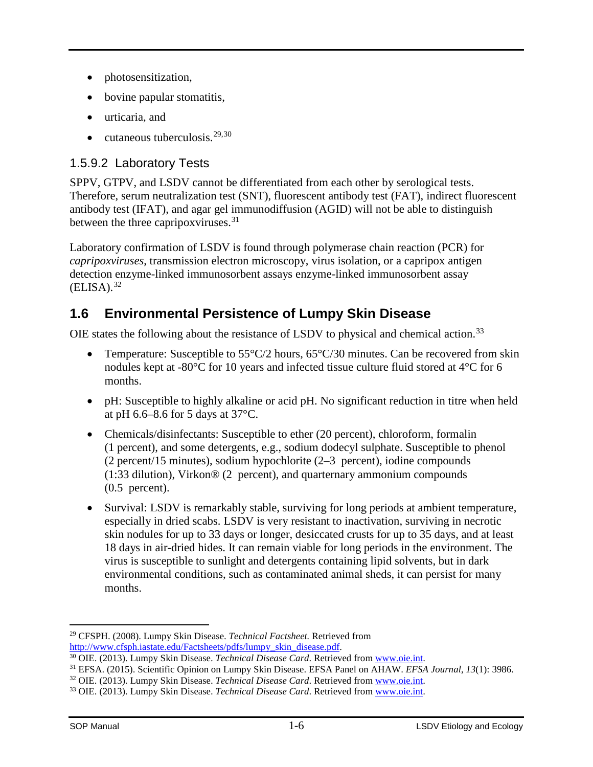- photosensitization,
- bovine papular stomatitis,
- urticaria, and
- cutaneous tuberculosis.[29,30]

### 1.5.9.2 Laboratory Tests

SPPV, GTPV, and LSDV cannot be differentiated from each other by serological tests. Therefore, serum neutralization test (SNT), fluorescent antibody test (FAT), indirect fluorescent antibody test (IFAT), and agar gel immunodiffusion (AGID) will not be able to distinguish between the three capripoxviruses.[31]

Laboratory confirmation of LSDV is found through polymerase chain reaction (PCR) for *capripoxviruses*, transmission electron microscopy, virus isolation, or a capripox antigen detection enzyme-linked immunosorbent assays enzyme-linked immunosorbent assay (ELISA).[32]

## 1.6 Environmental Persistence of Lumpy Skin Disease

OIE states the following about the resistance of LSDV to physical and chemical action.[33]

- Temperature: Susceptible to 55°C/2 hours, 65°C/30 minutes. Can be recovered from skin nodules kept at -80°C for 10 years and infected tissue culture fluid stored at 4°C for 6 months.
- pH: Susceptible to highly alkaline or acid pH. No significant reduction in titre when held at pH 6.6–8.6 for 5 days at 37°C.
- Chemicals/disinfectants: Susceptible to ether (20 percent), chloroform, formalin (1 percent), and some detergents, e.g., sodium dodecyl sulphate. Susceptible to phenol (2 percent/15 minutes), sodium hypochlorite (2–3 percent), iodine compounds (1:33 dilution), Virkon® (2 percent), and quarternary ammonium compounds (0.5 percent).
- Survival: LSDV is remarkably stable, surviving for long periods at ambient temperature, especially in dried scabs. LSDV is very resistant to inactivation, surviving in necrotic skin nodules for up to 33 days or longer, desiccated crusts for up to 35 days, and at least 18 days in air-dried hides. It can remain viable for long periods in the environment. The virus is susceptible to sunlight and detergents containing lipid solvents, but in dark environmental conditions, such as contaminated animal sheds, it can persist for many months.

---

[29] CFSPH. (2008). Lumpy Skin Disease. *Technical Factsheet.* Retrieved from http://www.cfsph.iastate.edu/Factsheets/pdfs/lumpy_skin_disease.pdf.

[30] OIE. (2013). Lumpy Skin Disease. *Technical Disease Card*. Retrieved from www.oie.int.

[31] EFSA. (2015). Scientific Opinion on Lumpy Skin Disease. EFSA Panel on AHAW. *EFSA Journal*, *13*(1): 3986.

[32] OIE. (2013). Lumpy Skin Disease. *Technical Disease Card*. Retrieved from www.oie.int.

[33] OIE. (2013). Lumpy Skin Disease. *Technical Disease Card*. Retrieved from www.oie.int.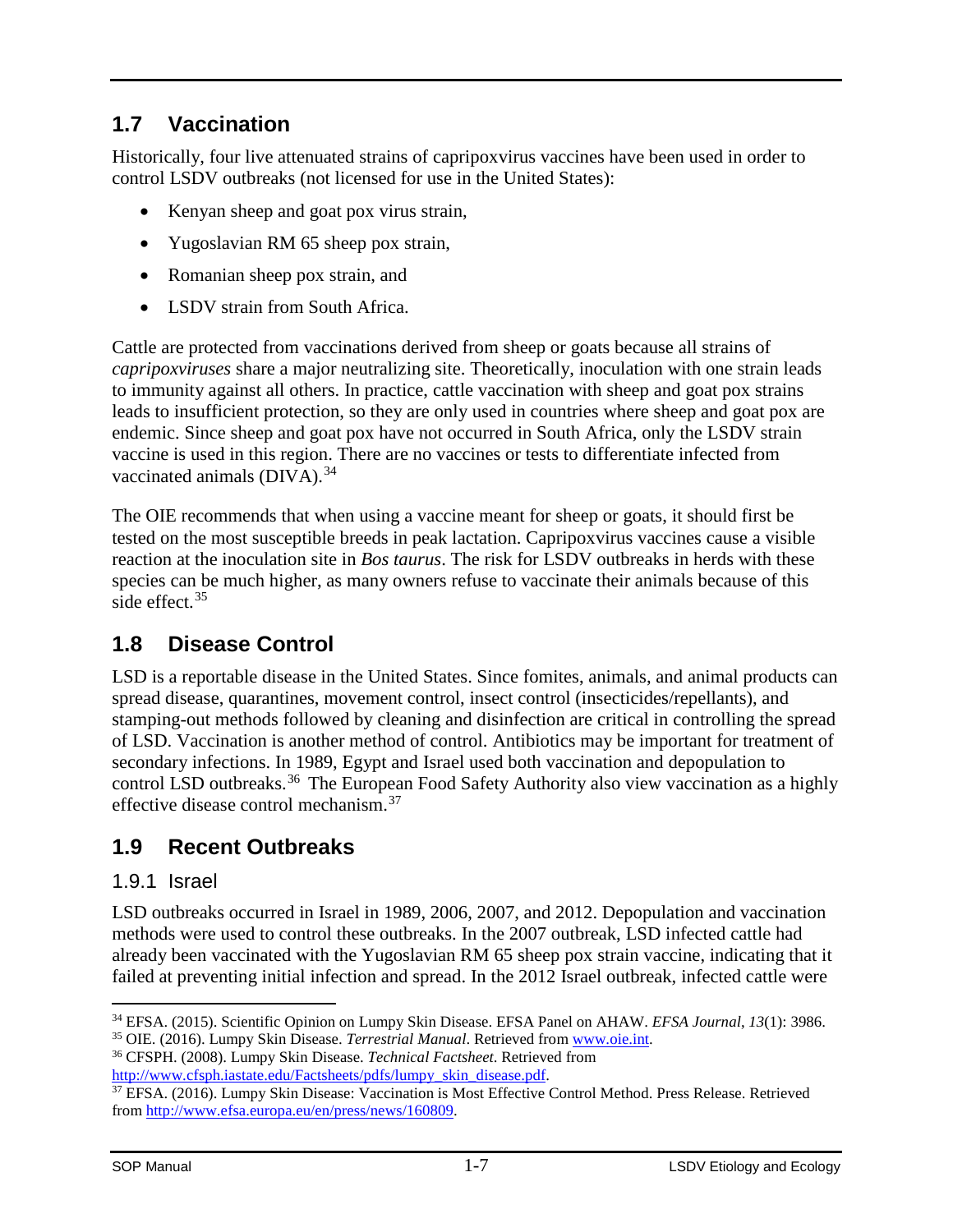## 1.7 Vaccination

Historically, four live attenuated strains of capripoxvirus vaccines have been used in order to control LSDV outbreaks (not licensed for use in the United States):

- Kenyan sheep and goat pox virus strain,
- Yugoslavian RM 65 sheep pox strain,
- Romanian sheep pox strain, and
- LSDV strain from South Africa.

Cattle are protected from vaccinations derived from sheep or goats because all strains of *capripoxviruses* share a major neutralizing site. Theoretically, inoculation with one strain leads to immunity against all others. In practice, cattle vaccination with sheep and goat pox strains leads to insufficient protection, so they are only used in countries where sheep and goat pox are endemic. Since sheep and goat pox have not occurred in South Africa, only the LSDV strain vaccine is used in this region. There are no vaccines or tests to differentiate infected from vaccinated animals (DIVA).[34]

The OIE recommends that when using a vaccine meant for sheep or goats, it should first be tested on the most susceptible breeds in peak lactation. Capripoxvirus vaccines cause a visible reaction at the inoculation site in *Bos taurus*. The risk for LSDV outbreaks in herds with these species can be much higher, as many owners refuse to vaccinate their animals because of this side effect.[35]

## 1.8 Disease Control

LSD is a reportable disease in the United States. Since fomites, animals, and animal products can spread disease, quarantines, movement control, insect control (insecticides/repellants), and stamping-out methods followed by cleaning and disinfection are critical in controlling the spread of LSD. Vaccination is another method of control. Antibiotics may be important for treatment of secondary infections. In 1989, Egypt and Israel used both vaccination and depopulation to control LSD outbreaks.[36] The European Food Safety Authority also view vaccination as a highly effective disease control mechanism.[37]

## 1.9 Recent Outbreaks

### 1.9.1 Israel

LSD outbreaks occurred in Israel in 1989, 2006, 2007, and 2012. Depopulation and vaccination methods were used to control these outbreaks. In the 2007 outbreak, LSD infected cattle had already been vaccinated with the Yugoslavian RM 65 sheep pox strain vaccine, indicating that it failed at preventing initial infection and spread. In the 2012 Israel outbreak, infected cattle were

---

[34] EFSA. (2015). Scientific Opinion on Lumpy Skin Disease. EFSA Panel on AHAW. *EFSA Journal*, *13*(1): 3986.

[35] OIE. (2016). Lumpy Skin Disease. *Terrestrial Manual*. Retrieved from www.oie.int.

[36] CFSPH. (2008). Lumpy Skin Disease. *Technical Factsheet*. Retrieved from http://www.cfsph.iastate.edu/Factsheets/pdfs/lumpy_skin_disease.pdf.

[37] EFSA. (2016). Lumpy Skin Disease: Vaccination is Most Effective Control Method. Press Release. Retrieved from http://www.efsa.europa.eu/en/press/news/160809.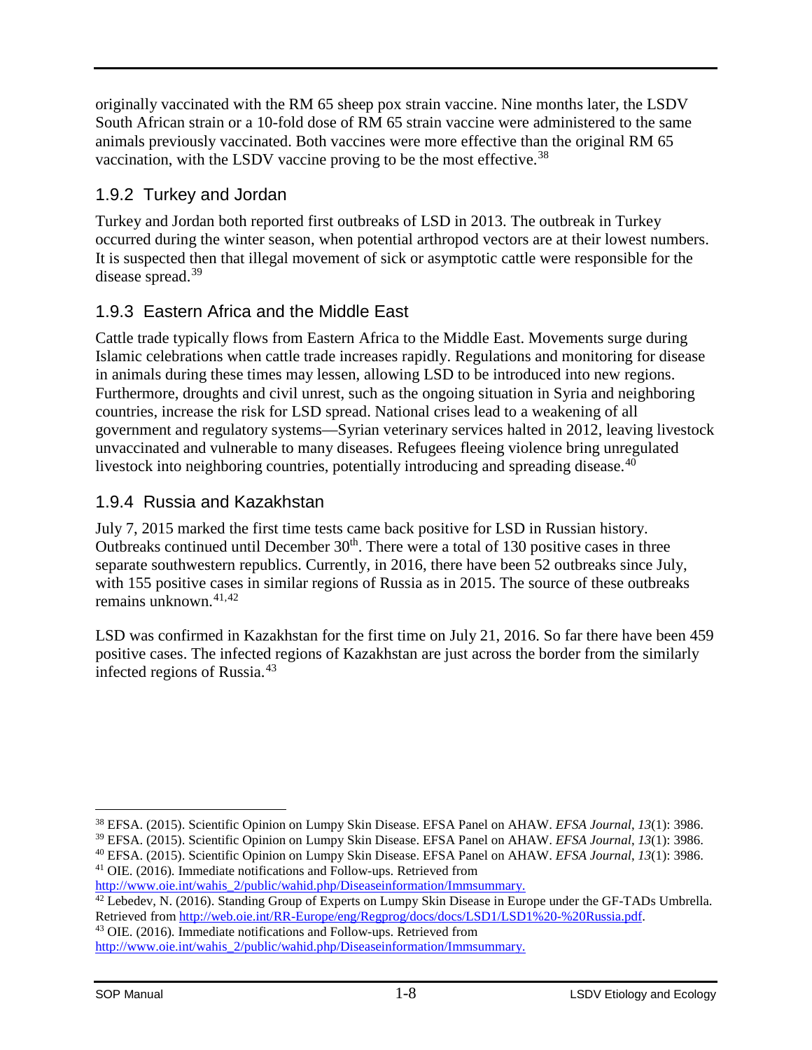originally vaccinated with the RM 65 sheep pox strain vaccine. Nine months later, the LSDV South African strain or a 10-fold dose of RM 65 strain vaccine were administered to the same animals previously vaccinated. Both vaccines were more effective than the original RM 65 vaccination, with the LSDV vaccine proving to be the most effective.[38]

### 1.9.2 Turkey and Jordan

Turkey and Jordan both reported first outbreaks of LSD in 2013. The outbreak in Turkey occurred during the winter season, when potential arthropod vectors are at their lowest numbers. It is suspected then that illegal movement of sick or asymptotic cattle were responsible for the disease spread.[39]

### 1.9.3 Eastern Africa and the Middle East

Cattle trade typically flows from Eastern Africa to the Middle East. Movements surge during Islamic celebrations when cattle trade increases rapidly. Regulations and monitoring for disease in animals during these times may lessen, allowing LSD to be introduced into new regions. Furthermore, droughts and civil unrest, such as the ongoing situation in Syria and neighboring countries, increase the risk for LSD spread. National crises lead to a weakening of all government and regulatory systems—Syrian veterinary services halted in 2012, leaving livestock unvaccinated and vulnerable to many diseases. Refugees fleeing violence bring unregulated livestock into neighboring countries, potentially introducing and spreading disease.[40]

### 1.9.4 Russia and Kazakhstan

July 7, 2015 marked the first time tests came back positive for LSD in Russian history. Outbreaks continued until December 30th. There were a total of 130 positive cases in three separate southwestern republics. Currently, in 2016, there have been 52 outbreaks since July, with 155 positive cases in similar regions of Russia as in 2015. The source of these outbreaks remains unknown.[41,42]

LSD was confirmed in Kazakhstan for the first time on July 21, 2016. So far there have been 459 positive cases. The infected regions of Kazakhstan are just across the border from the similarly infected regions of Russia.[43]

---

[38] EFSA. (2015). Scientific Opinion on Lumpy Skin Disease. EFSA Panel on AHAW. *EFSA Journal*, *13*(1): 3986.

[39] EFSA. (2015). Scientific Opinion on Lumpy Skin Disease. EFSA Panel on AHAW. *EFSA Journal*, *13*(1): 3986.

[40] EFSA. (2015). Scientific Opinion on Lumpy Skin Disease. EFSA Panel on AHAW. *EFSA Journal*, *13*(1): 3986.

[41] OIE. (2016). Immediate notifications and Follow-ups. Retrieved from http://www.oie.int/wahis_2/public/wahid.php/Diseaseinformation/Immsummary.

[42] Lebedev, N. (2016). Standing Group of Experts on Lumpy Skin Disease in Europe under the GF-TADs Umbrella. Retrieved from http://web.oie.int/RR-Europe/eng/Regprog/docs/docs/LSD1/LSD1%20-%20Russia.pdf.

[43] OIE. (2016). Immediate notifications and Follow-ups. Retrieved from http://www.oie.int/wahis_2/public/wahid.php/Diseaseinformation/Immsummary.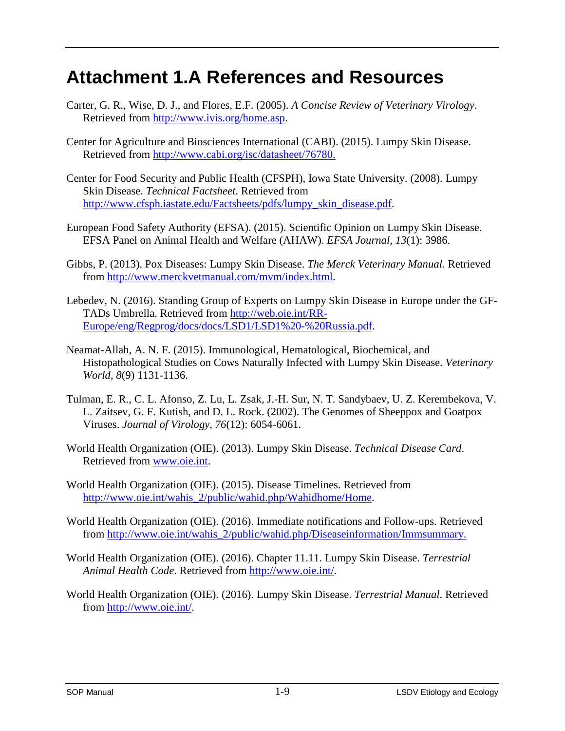# Attachment 1.A References and Resources

Carter, G. R., Wise, D. J., and Flores, E.F. (2005). *A Concise Review of Veterinary Virology*. Retrieved from http://www.ivis.org/home.asp.

Center for Agriculture and Biosciences International (CABI). (2015). Lumpy Skin Disease. Retrieved from http://www.cabi.org/isc/datasheet/76780.

Center for Food Security and Public Health (CFSPH), Iowa State University. (2008). Lumpy Skin Disease. *Technical Factsheet*. Retrieved from http://www.cfsph.iastate.edu/Factsheets/pdfs/lumpy_skin_disease.pdf.

European Food Safety Authority (EFSA). (2015). Scientific Opinion on Lumpy Skin Disease. EFSA Panel on Animal Health and Welfare (AHAW). *EFSA Journal*, *13*(1): 3986.

Gibbs, P. (2013). Pox Diseases: Lumpy Skin Disease. *The Merck Veterinary Manual*. Retrieved from http://www.merckvetmanual.com/mvm/index.html.

Lebedev, N. (2016). Standing Group of Experts on Lumpy Skin Disease in Europe under the GF-TADs Umbrella. Retrieved from http://web.oie.int/RR-Europe/eng/Regprog/docs/docs/LSD1/LSD1%20-%20Russia.pdf.

Neamat-Allah, A. N. F. (2015). Immunological, Hematological, Biochemical, and Histopathological Studies on Cows Naturally Infected with Lumpy Skin Disease. *Veterinary World*, *8*(9) 1131-1136.

Tulman, E. R., C. L. Afonso, Z. Lu, L. Zsak, J.-H. Sur, N. T. Sandybaev, U. Z. Kerembekova, V. L. Zaitsev, G. F. Kutish, and D. L. Rock. (2002). The Genomes of Sheeppox and Goatpox Viruses. *Journal of Virology*, *76*(12): 6054-6061.

World Health Organization (OIE). (2013). Lumpy Skin Disease. *Technical Disease Card*. Retrieved from www.oie.int.

World Health Organization (OIE). (2015). Disease Timelines. Retrieved from http://www.oie.int/wahis_2/public/wahid.php/Wahidhome/Home.

World Health Organization (OIE). (2016). Immediate notifications and Follow-ups. Retrieved from http://www.oie.int/wahis_2/public/wahid.php/Diseaseinformation/Immsummary.

World Health Organization (OIE). (2016). Chapter 11.11. Lumpy Skin Disease. *Terrestrial Animal Health Code*. Retrieved from http://www.oie.int/.

World Health Organization (OIE). (2016). Lumpy Skin Disease. *Terrestrial Manual*. Retrieved from http://www.oie.int/.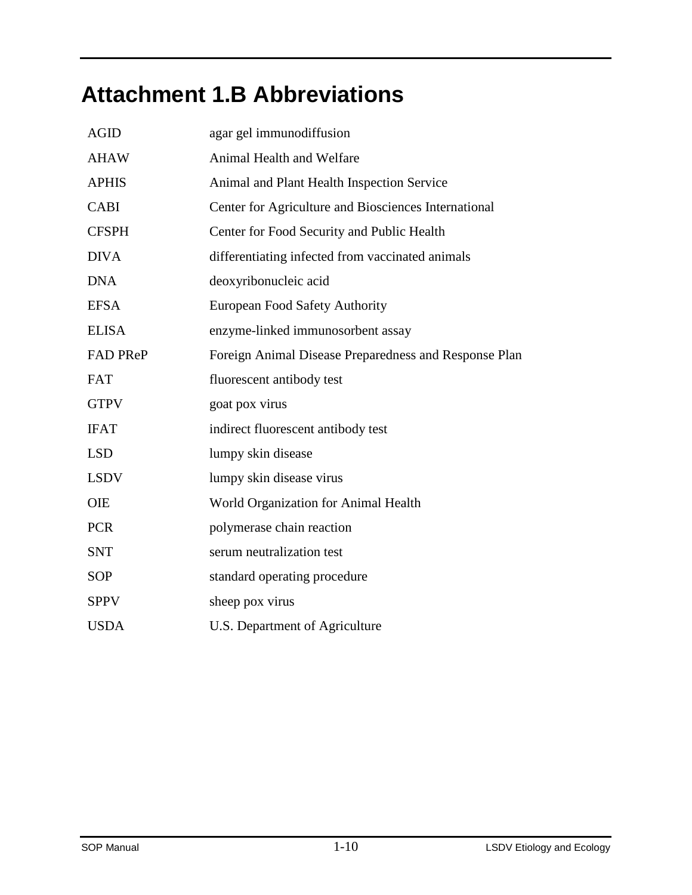# Attachment 1.B Abbreviations

| | |
|---|---|
| AGID | agar gel immunodiffusion |
| AHAW | Animal Health and Welfare |
| APHIS | Animal and Plant Health Inspection Service |
| CABI | Center for Agriculture and Biosciences International |
| CFSPH | Center for Food Security and Public Health |
| DIVA | differentiating infected from vaccinated animals |
| DNA | deoxyribonucleic acid |
| EFSA | European Food Safety Authority |
| ELISA | enzyme-linked immunosorbent assay |
| FAD PReP | Foreign Animal Disease Preparedness and Response Plan |
| FAT | fluorescent antibody test |
| GTPV | goat pox virus |
| IFAT | indirect fluorescent antibody test |
| LSD | lumpy skin disease |
| LSDV | lumpy skin disease virus |
| OIE | World Organization for Animal Health |
| PCR | polymerase chain reaction |
| SNT | serum neutralization test |
| SOP | standard operating procedure |
| SPPV | sheep pox virus |
| USDA | U.S. Department of Agriculture |